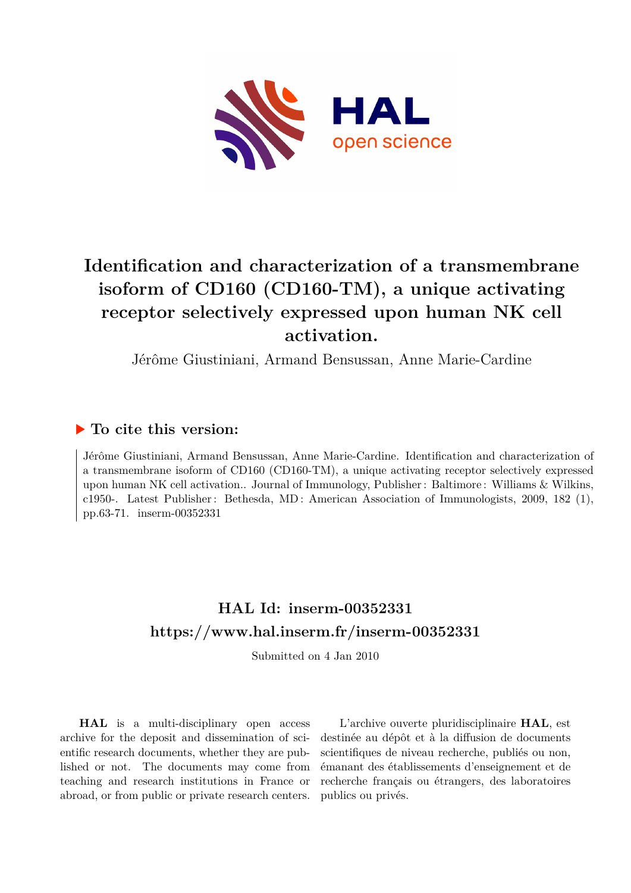# Identification and characterization of a transmembrane isoform of CD160 (CD160-TM), a unique activating receptor selectively expressed upon human NK cell activation.

Jérôme Giustiniani, Armand Bensussan, Anne Marie-Cardine

## ▶ To cite this version:

Jérôme Giustiniani, Armand Bensussan, Anne Marie-Cardine. Identification and characterization of a transmembrane isoform of CD160 (CD160-TM), a unique activating receptor selectively expressed upon human NK cell activation.. Journal of Immunology, Publisher : Baltimore : Williams & Wilkins, c1950-. Latest Publisher : Bethesda, MD : American Association of Immunologists, 2009, 182 (1), pp.63-71. inserm-00352331

## HAL Id: inserm-00352331

## https://www.hal.inserm.fr/inserm-00352331

Submitted on 4 Jan 2010

**HAL** is a multi-disciplinary open access archive for the deposit and dissemination of scientific research documents, whether they are published or not. The documents may come from teaching and research institutions in France or abroad, or from public or private research centers.

L'archive ouverte pluridisciplinaire **HAL**, est destinée au dépôt et à la diffusion de documents scientifiques de niveau recherche, publiés ou non, émanant des établissements d'enseignement et de recherche français ou étrangers, des laboratoires publics ou privés.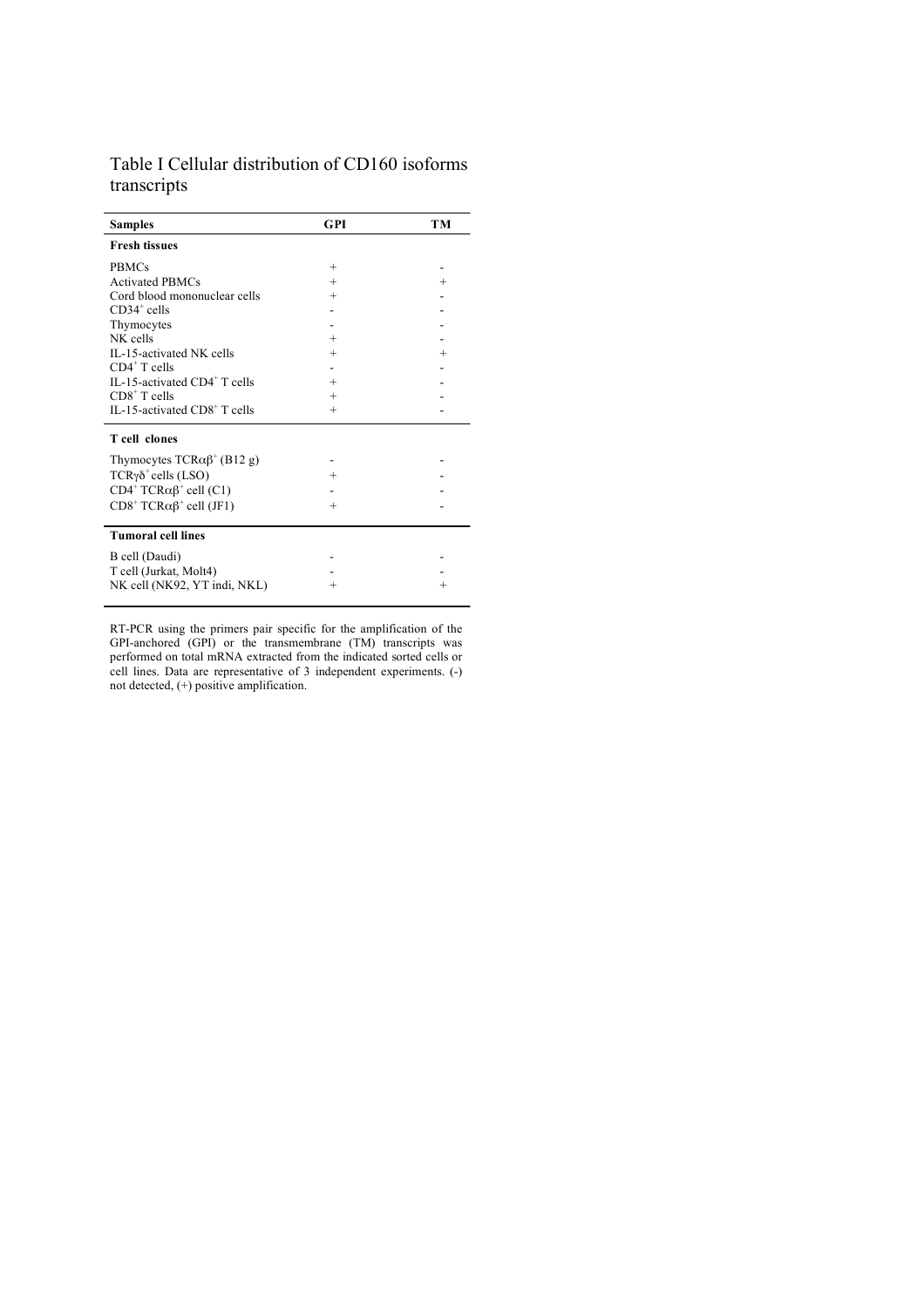Table I Cellular distribution of CD160 isoforms transcripts

| Samples | GPI | TM |
|---|---|---|
| **Fresh tissues** | | |
| PBMCs | + | - |
| Activated PBMCs | + | + |
| Cord blood mononuclear cells | + | - |
| $CD34^+$ cells | - | - |
| Thymocytes | - | - |
| NK cells | + | - |
| IL-15-activated NK cells | + | + |
| $CD4^+$ T cells | - | - |
| IL-15-activated $CD4^+$ T cells | + | - |
| $CD8^+$ T cells | + | - |
| IL-15-activated $CD8^+$ T cells | + | - |
| **T cell clones** | | |
| Thymocytes $TCR\alpha\beta^+$ (B12 g) | - | - |
| $TCR\gamma\delta^+$ cells (LSO) | + | - |
| $CD4^+$ $TCR\alpha\beta^+$ cell (C1) | - | - |
| $CD8^+$ $TCR\alpha\beta^+$ cell (JF1) | + | - |
| **Tumoral cell lines** | | |
| B cell (Daudi) | - | - |
| T cell (Jurkat, Molt4) | - | - |
| NK cell (NK92, YT indi, NKL) | + | + |

RT-PCR using the primers pair specific for the amplification of the GPI-anchored (GPI) or the transmembrane (TM) transcripts was performed on total mRNA extracted from the indicated sorted cells or cell lines. Data are representative of 3 independent experiments. (-) not detected, (+) positive amplification.